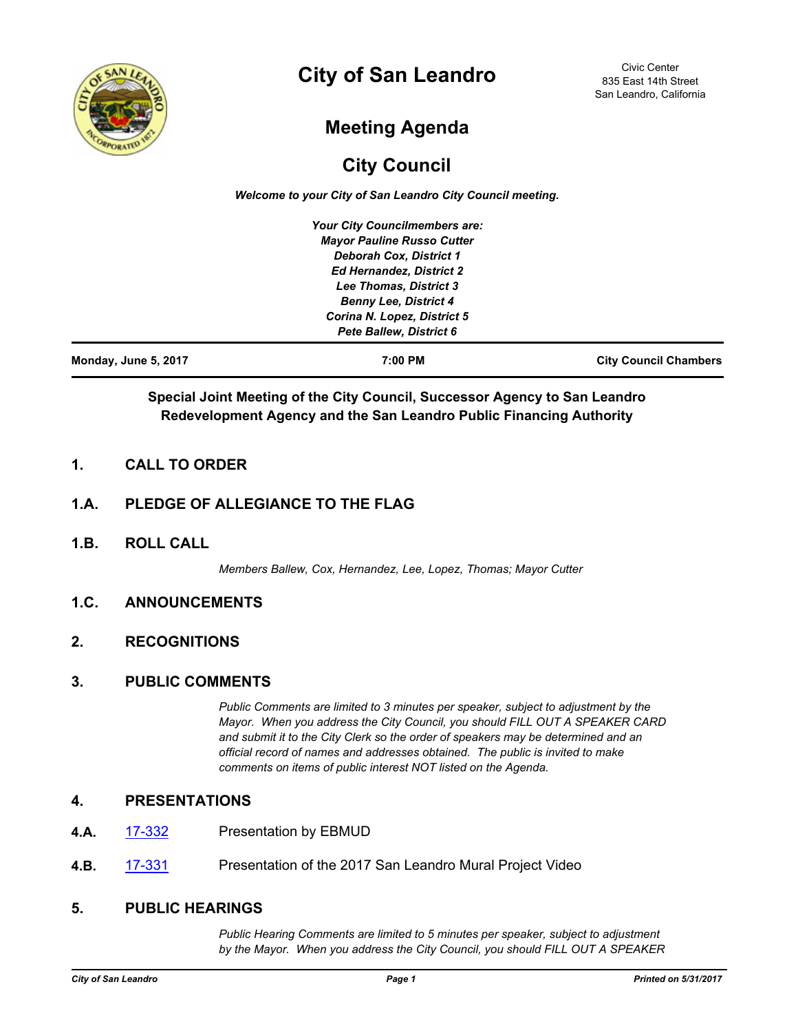# City of San Leandro

Civic Center
835 East 14th Street
San Leandro, California

## Meeting Agenda

## City Council

***Welcome to your City of San Leandro City Council meeting.***

***Your City Councilmembers are:***
***Mayor Pauline Russo Cutter***
***Deborah Cox, District 1***
***Ed Hernandez, District 2***
***Lee Thomas, District 3***
***Benny Lee, District 4***
***Corina N. Lopez, District 5***
***Pete Ballew, District 6***

**Monday, June 5, 2017** | **7:00 PM** | **City Council Chambers**

**Special Joint Meeting of the City Council, Successor Agency to San Leandro Redevelopment Agency and the San Leandro Public Financing Authority**

### 1. CALL TO ORDER

### 1.A. PLEDGE OF ALLEGIANCE TO THE FLAG

### 1.B. ROLL CALL

*Members Ballew, Cox, Hernandez, Lee, Lopez, Thomas; Mayor Cutter*

### 1.C. ANNOUNCEMENTS

### 2. RECOGNITIONS

### 3. PUBLIC COMMENTS

*Public Comments are limited to 3 minutes per speaker, subject to adjustment by the Mayor. When you address the City Council, you should FILL OUT A SPEAKER CARD and submit it to the City Clerk so the order of speakers may be determined and an official record of names and addresses obtained. The public is invited to make comments on items of public interest NOT listed on the Agenda.*

### 4. PRESENTATIONS

**4.A.** 17-332 Presentation by EBMUD

**4.B.** 17-331 Presentation of the 2017 San Leandro Mural Project Video

### 5. PUBLIC HEARINGS

*Public Hearing Comments are limited to 5 minutes per speaker, subject to adjustment by the Mayor. When you address the City Council, you should FILL OUT A SPEAKER*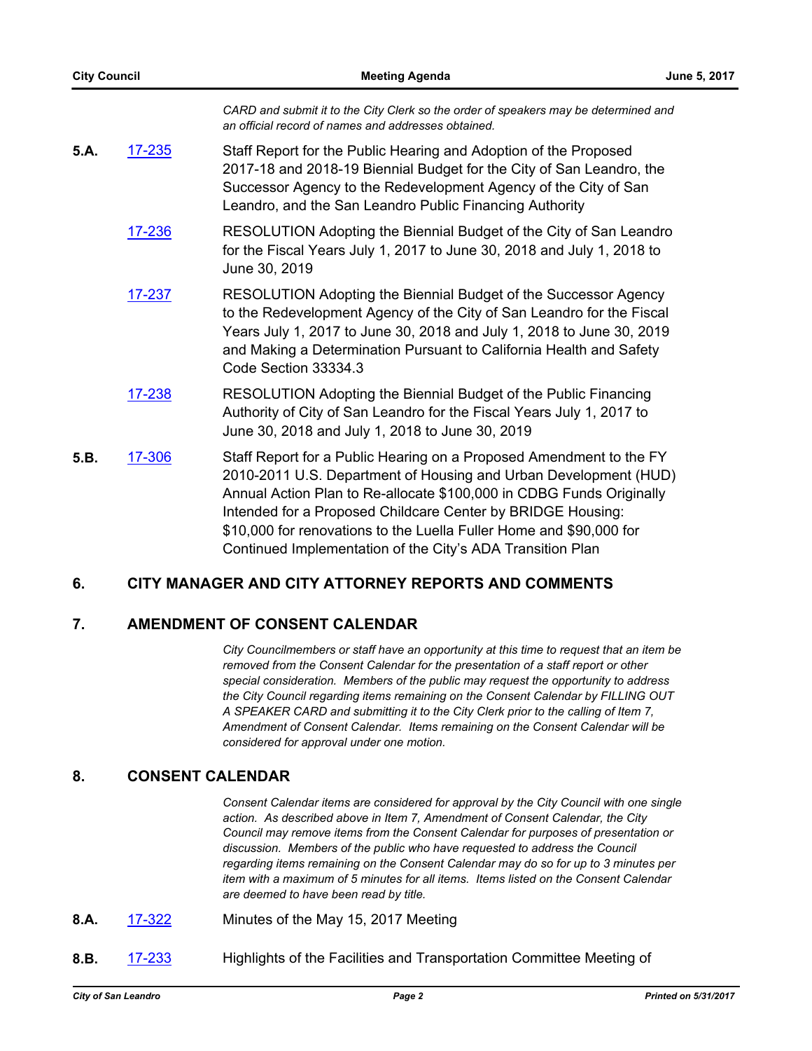*CARD and submit it to the City Clerk so the order of speakers may be determined and an official record of names and addresses obtained.*

**5.A.** 17-235 Staff Report for the Public Hearing and Adoption of the Proposed 2017-18 and 2018-19 Biennial Budget for the City of San Leandro, the Successor Agency to the Redevelopment Agency of the City of San Leandro, and the San Leandro Public Financing Authority

17-236 RESOLUTION Adopting the Biennial Budget of the City of San Leandro for the Fiscal Years July 1, 2017 to June 30, 2018 and July 1, 2018 to June 30, 2019

17-237 RESOLUTION Adopting the Biennial Budget of the Successor Agency to the Redevelopment Agency of the City of San Leandro for the Fiscal Years July 1, 2017 to June 30, 2018 and July 1, 2018 to June 30, 2019 and Making a Determination Pursuant to California Health and Safety Code Section 33334.3

17-238 RESOLUTION Adopting the Biennial Budget of the Public Financing Authority of City of San Leandro for the Fiscal Years July 1, 2017 to June 30, 2018 and July 1, 2018 to June 30, 2019

**5.B.** 17-306 Staff Report for a Public Hearing on a Proposed Amendment to the FY 2010-2011 U.S. Department of Housing and Urban Development (HUD) Annual Action Plan to Re-allocate $100,000 in CDBG Funds Originally Intended for a Proposed Childcare Center by BRIDGE Housing: $10,000 for renovations to the Luella Fuller Home and $90,000 for Continued Implementation of the City's ADA Transition Plan

## 6. CITY MANAGER AND CITY ATTORNEY REPORTS AND COMMENTS

## 7. AMENDMENT OF CONSENT CALENDAR

*City Councilmembers or staff have an opportunity at this time to request that an item be removed from the Consent Calendar for the presentation of a staff report or other special consideration. Members of the public may request the opportunity to address the City Council regarding items remaining on the Consent Calendar by FILLING OUT A SPEAKER CARD and submitting it to the City Clerk prior to the calling of Item 7, Amendment of Consent Calendar. Items remaining on the Consent Calendar will be considered for approval under one motion.*

## 8. CONSENT CALENDAR

*Consent Calendar items are considered for approval by the City Council with one single action. As described above in Item 7, Amendment of Consent Calendar, the City Council may remove items from the Consent Calendar for purposes of presentation or discussion. Members of the public who have requested to address the Council regarding items remaining on the Consent Calendar may do so for up to 3 minutes per item with a maximum of 5 minutes for all items. Items listed on the Consent Calendar are deemed to have been read by title.*

**8.A.** 17-322 Minutes of the May 15, 2017 Meeting

**8.B.** 17-233 Highlights of the Facilities and Transportation Committee Meeting of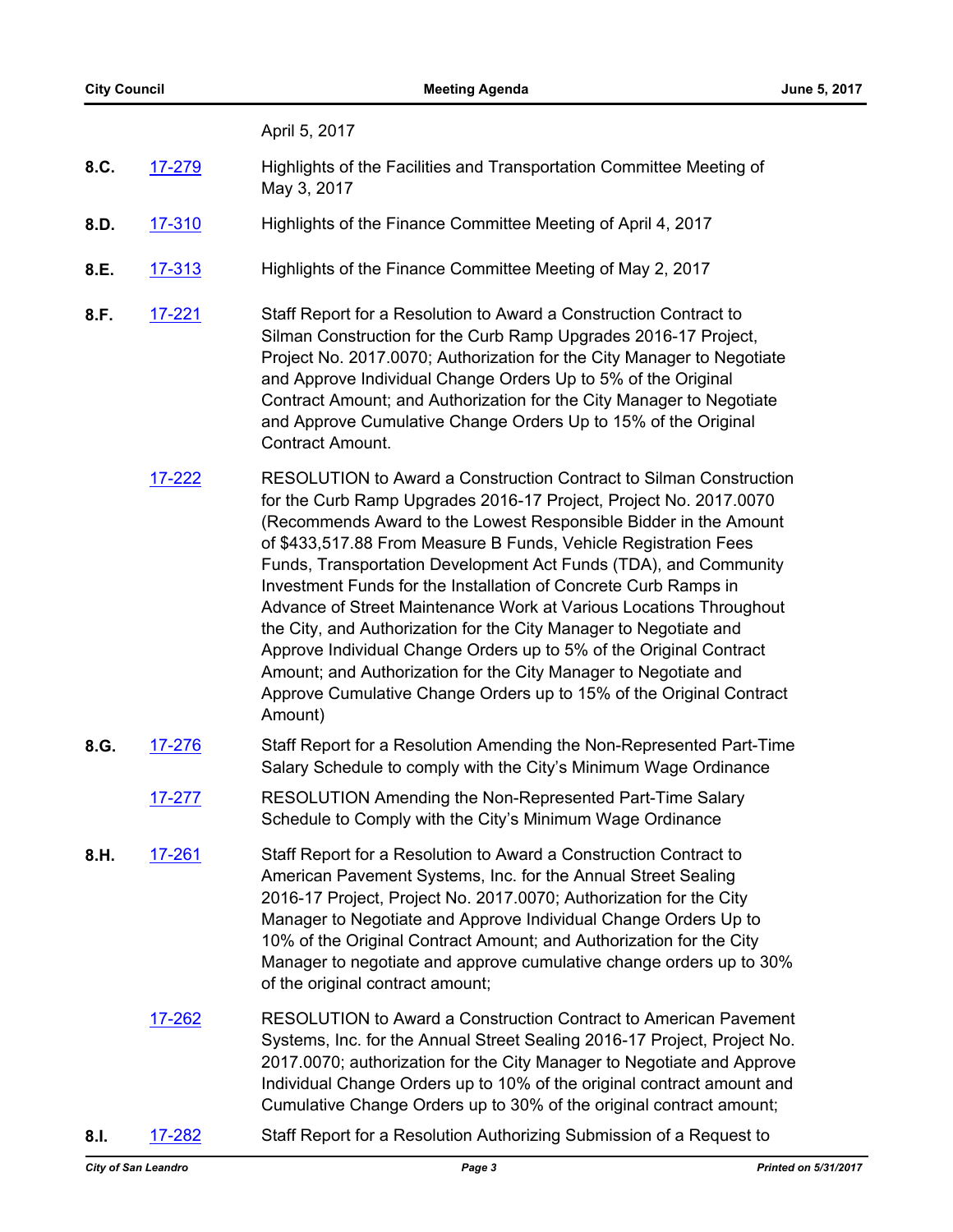April 5, 2017

**8.C.** 17-279 Highlights of the Facilities and Transportation Committee Meeting of May 3, 2017

**8.D.** 17-310 Highlights of the Finance Committee Meeting of April 4, 2017

**8.E.** 17-313 Highlights of the Finance Committee Meeting of May 2, 2017

**8.F.** 17-221 Staff Report for a Resolution to Award a Construction Contract to Silman Construction for the Curb Ramp Upgrades 2016-17 Project, Project No. 2017.0070; Authorization for the City Manager to Negotiate and Approve Individual Change Orders Up to 5% of the Original Contract Amount; and Authorization for the City Manager to Negotiate and Approve Cumulative Change Orders Up to 15% of the Original Contract Amount.

17-222 RESOLUTION to Award a Construction Contract to Silman Construction for the Curb Ramp Upgrades 2016-17 Project, Project No. 2017.0070 (Recommends Award to the Lowest Responsible Bidder in the Amount of $433,517.88 From Measure B Funds, Vehicle Registration Fees Funds, Transportation Development Act Funds (TDA), and Community Investment Funds for the Installation of Concrete Curb Ramps in Advance of Street Maintenance Work at Various Locations Throughout the City, and Authorization for the City Manager to Negotiate and Approve Individual Change Orders up to 5% of the Original Contract Amount; and Authorization for the City Manager to Negotiate and Approve Cumulative Change Orders up to 15% of the Original Contract Amount)

**8.G.** 17-276 Staff Report for a Resolution Amending the Non-Represented Part-Time Salary Schedule to comply with the City's Minimum Wage Ordinance

17-277 RESOLUTION Amending the Non-Represented Part-Time Salary Schedule to Comply with the City's Minimum Wage Ordinance

**8.H.** 17-261 Staff Report for a Resolution to Award a Construction Contract to American Pavement Systems, Inc. for the Annual Street Sealing 2016-17 Project, Project No. 2017.0070; Authorization for the City Manager to Negotiate and Approve Individual Change Orders Up to 10% of the Original Contract Amount; and Authorization for the City Manager to negotiate and approve cumulative change orders up to 30% of the original contract amount;

17-262 RESOLUTION to Award a Construction Contract to American Pavement Systems, Inc. for the Annual Street Sealing 2016-17 Project, Project No. 2017.0070; authorization for the City Manager to Negotiate and Approve Individual Change Orders up to 10% of the original contract amount and Cumulative Change Orders up to 30% of the original contract amount;

**8.I.** 17-282 Staff Report for a Resolution Authorizing Submission of a Request to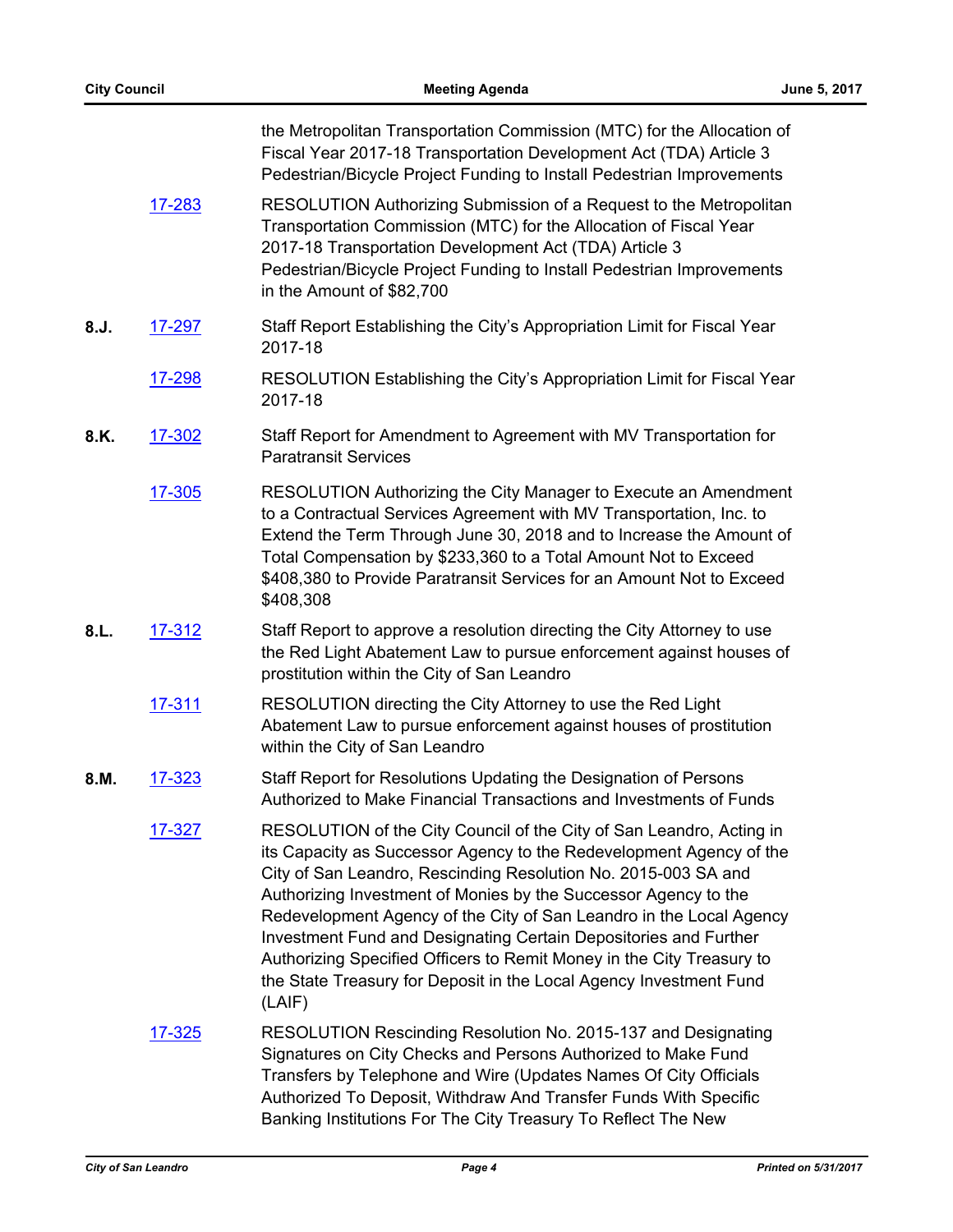the Metropolitan Transportation Commission (MTC) for the Allocation of Fiscal Year 2017-18 Transportation Development Act (TDA) Article 3 Pedestrian/Bicycle Project Funding to Install Pedestrian Improvements

[17-283](17-283) RESOLUTION Authorizing Submission of a Request to the Metropolitan Transportation Commission (MTC) for the Allocation of Fiscal Year 2017-18 Transportation Development Act (TDA) Article 3 Pedestrian/Bicycle Project Funding to Install Pedestrian Improvements in the Amount of $82,700

**8.J.** [17-297](17-297) Staff Report Establishing the City's Appropriation Limit for Fiscal Year 2017-18

[17-298](17-298) RESOLUTION Establishing the City's Appropriation Limit for Fiscal Year 2017-18

**8.K.** [17-302](17-302) Staff Report for Amendment to Agreement with MV Transportation for Paratransit Services

[17-305](17-305) RESOLUTION Authorizing the City Manager to Execute an Amendment to a Contractual Services Agreement with MV Transportation, Inc. to Extend the Term Through June 30, 2018 and to Increase the Amount of Total Compensation by $233,360 to a Total Amount Not to Exceed $408,380 to Provide Paratransit Services for an Amount Not to Exceed $408,308

**8.L.** [17-312](17-312) Staff Report to approve a resolution directing the City Attorney to use the Red Light Abatement Law to pursue enforcement against houses of prostitution within the City of San Leandro

[17-311](17-311) RESOLUTION directing the City Attorney to use the Red Light Abatement Law to pursue enforcement against houses of prostitution within the City of San Leandro

**8.M.** [17-323](17-323) Staff Report for Resolutions Updating the Designation of Persons Authorized to Make Financial Transactions and Investments of Funds

[17-327](17-327) RESOLUTION of the City Council of the City of San Leandro, Acting in its Capacity as Successor Agency to the Redevelopment Agency of the City of San Leandro, Rescinding Resolution No. 2015-003 SA and Authorizing Investment of Monies by the Successor Agency to the Redevelopment Agency of the City of San Leandro in the Local Agency Investment Fund and Designating Certain Depositories and Further Authorizing Specified Officers to Remit Money in the City Treasury to the State Treasury for Deposit in the Local Agency Investment Fund (LAIF)

[17-325](17-325) RESOLUTION Rescinding Resolution No. 2015-137 and Designating Signatures on City Checks and Persons Authorized to Make Fund Transfers by Telephone and Wire (Updates Names Of City Officials Authorized To Deposit, Withdraw And Transfer Funds With Specific Banking Institutions For The City Treasury To Reflect The New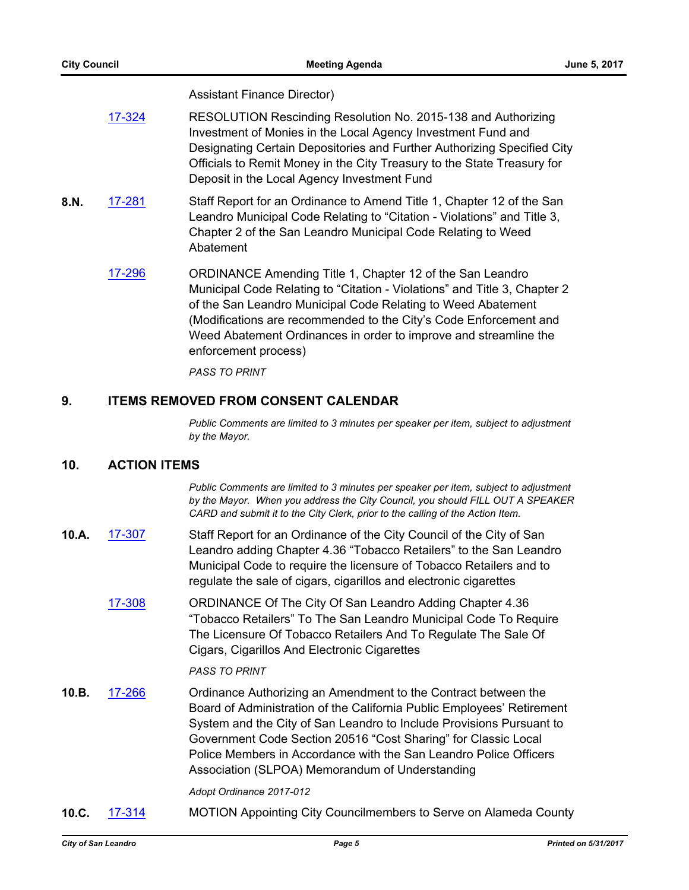Assistant Finance Director)

[17-324](17-324) RESOLUTION Rescinding Resolution No. 2015-138 and Authorizing Investment of Monies in the Local Agency Investment Fund and Designating Certain Depositories and Further Authorizing Specified City Officials to Remit Money in the City Treasury to the State Treasury for Deposit in the Local Agency Investment Fund

**8.N.** 17-281 Staff Report for an Ordinance to Amend Title 1, Chapter 12 of the San Leandro Municipal Code Relating to "Citation - Violations" and Title 3, Chapter 2 of the San Leandro Municipal Code Relating to Weed Abatement

17-296 ORDINANCE Amending Title 1, Chapter 12 of the San Leandro Municipal Code Relating to "Citation - Violations" and Title 3, Chapter 2 of the San Leandro Municipal Code Relating to Weed Abatement (Modifications are recommended to the City's Code Enforcement and Weed Abatement Ordinances in order to improve and streamline the enforcement process)

*PASS TO PRINT*

## 9. ITEMS REMOVED FROM CONSENT CALENDAR

*Public Comments are limited to 3 minutes per speaker per item, subject to adjustment by the Mayor.*

## 10. ACTION ITEMS

*Public Comments are limited to 3 minutes per speaker per item, subject to adjustment by the Mayor. When you address the City Council, you should FILL OUT A SPEAKER CARD and submit it to the City Clerk, prior to the calling of the Action Item.*

**10.A.** 17-307 Staff Report for an Ordinance of the City Council of the City of San Leandro adding Chapter 4.36 "Tobacco Retailers" to the San Leandro Municipal Code to require the licensure of Tobacco Retailers and to regulate the sale of cigars, cigarillos and electronic cigarettes

17-308 ORDINANCE Of The City Of San Leandro Adding Chapter 4.36 "Tobacco Retailers" To The San Leandro Municipal Code To Require The Licensure Of Tobacco Retailers And To Regulate The Sale Of Cigars, Cigarillos And Electronic Cigarettes

*PASS TO PRINT*

**10.B.** 17-266 Ordinance Authorizing an Amendment to the Contract between the Board of Administration of the California Public Employees' Retirement System and the City of San Leandro to Include Provisions Pursuant to Government Code Section 20516 "Cost Sharing" for Classic Local Police Members in Accordance with the San Leandro Police Officers Association (SLPOA) Memorandum of Understanding

*Adopt Ordinance 2017-012*

**10.C.** 17-314 MOTION Appointing City Councilmembers to Serve on Alameda County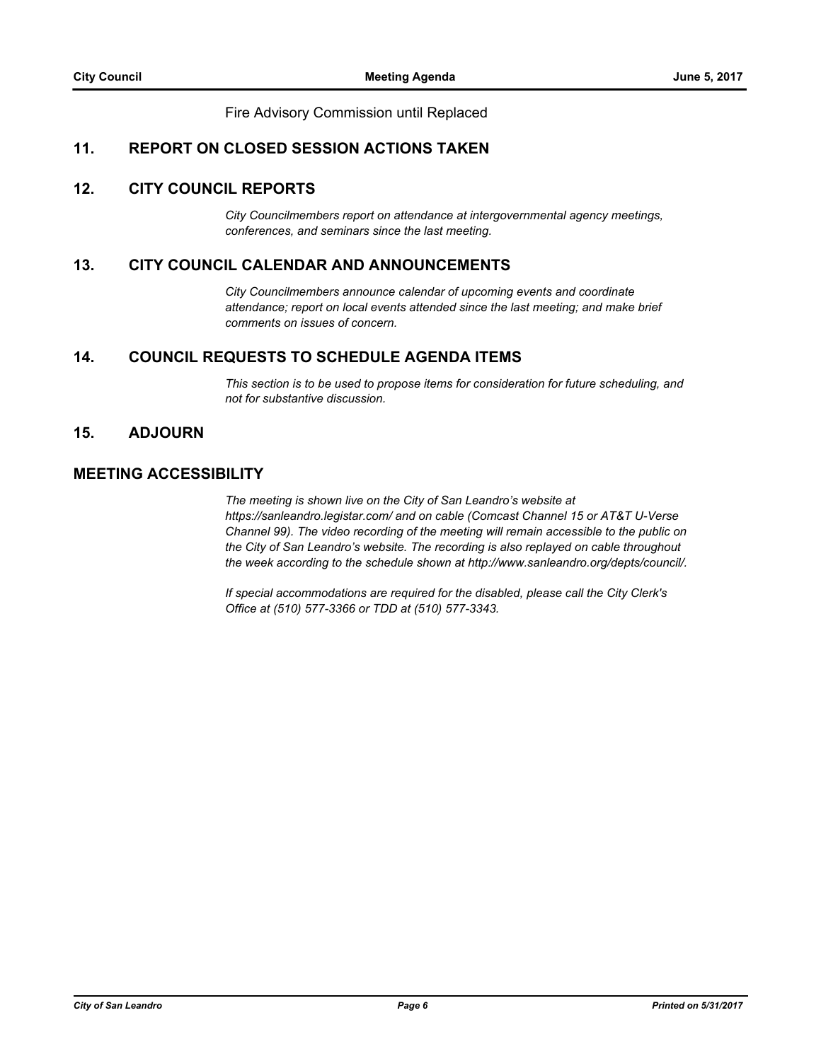Fire Advisory Commission until Replaced

## 11. REPORT ON CLOSED SESSION ACTIONS TAKEN

## 12. CITY COUNCIL REPORTS

*City Councilmembers report on attendance at intergovernmental agency meetings, conferences, and seminars since the last meeting.*

## 13. CITY COUNCIL CALENDAR AND ANNOUNCEMENTS

*City Councilmembers announce calendar of upcoming events and coordinate attendance; report on local events attended since the last meeting; and make brief comments on issues of concern.*

## 14. COUNCIL REQUESTS TO SCHEDULE AGENDA ITEMS

*This section is to be used to propose items for consideration for future scheduling, and not for substantive discussion.*

## 15. ADJOURN

## MEETING ACCESSIBILITY

*The meeting is shown live on the City of San Leandro’s website at https://sanleandro.legistar.com/ and on cable (Comcast Channel 15 or AT&T U-Verse Channel 99). The video recording of the meeting will remain accessible to the public on the City of San Leandro’s website. The recording is also replayed on cable throughout the week according to the schedule shown at http://www.sanleandro.org/depts/council/.*

*If special accommodations are required for the disabled, please call the City Clerk's Office at (510) 577-3366 or TDD at (510) 577-3343.*